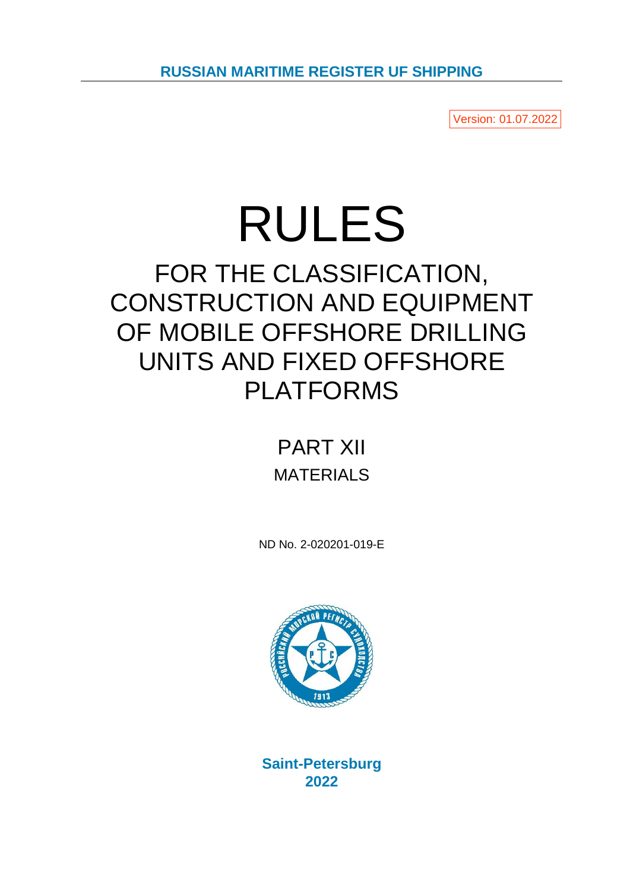**RUSSIAN MARITIME REGISTER UF SHIPPING**

Version: 01.07.2022

# RULES

## FOR THE CLASSIFICATION, CONSTRUCTION AND EQUIPMENT OF MOBILE OFFSHORE DRILLING UNITS AND FIXED OFFSHORE PLATFORMS

## PART XII
### MATERIALS

ND No. 2-020201-019-E

**Saint-Petersburg**
**2022**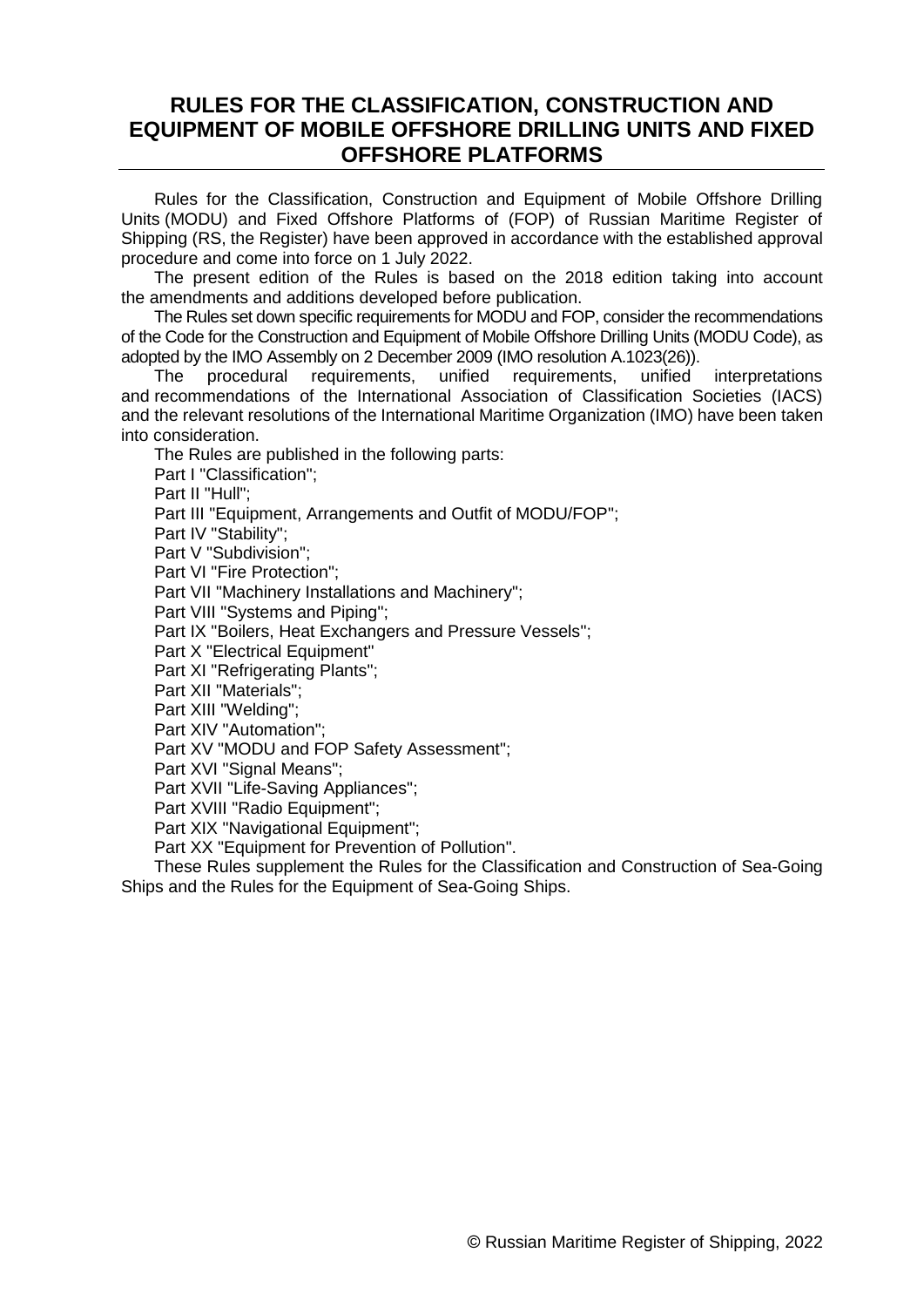# RULES FOR THE CLASSIFICATION, CONSTRUCTION AND EQUIPMENT OF MOBILE OFFSHORE DRILLING UNITS AND FIXED OFFSHORE PLATFORMS

Rules for the Classification, Construction and Equipment of Mobile Offshore Drilling Units (MODU) and Fixed Offshore Platforms of (FOP) of Russian Maritime Register of Shipping (RS, the Register) have been approved in accordance with the established approval procedure and come into force on 1 July 2022.

The present edition of the Rules is based on the 2018 edition taking into account the amendments and additions developed before publication.

The Rules set down specific requirements for MODU and FOP, consider the recommendations of the Code for the Construction and Equipment of Mobile Offshore Drilling Units (MODU Code), as adopted by the IMO Assembly on 2 December 2009 (IMO resolution A.1023(26)).

The procedural requirements, unified requirements, unified interpretations and recommendations of the International Association of Classification Societies (IACS) and the relevant resolutions of the International Maritime Organization (IMO) have been taken into consideration.

The Rules are published in the following parts:

Part I "Classification";

Part II "Hull";

Part III "Equipment, Arrangements and Outfit of MODU/FOP";

Part IV "Stability";

Part V "Subdivision";

Part VI "Fire Protection";

Part VII "Machinery Installations and Machinery";

Part VIII "Systems and Piping";

Part IX "Boilers, Heat Exchangers and Pressure Vessels";

Part X "Electrical Equipment"

Part XI "Refrigerating Plants";

Part XII "Materials";

Part XIII "Welding";

Part XIV "Automation";

Part XV "MODU and FOP Safety Assessment";

Part XVI "Signal Means";

Part XVII "Life-Saving Appliances";

Part XVIII "Radio Equipment";

Part XIX "Navigational Equipment";

Part XX "Equipment for Prevention of Pollution".

These Rules supplement the Rules for the Classification and Construction of Sea-Going Ships and the Rules for the Equipment of Sea-Going Ships.

© Russian Maritime Register of Shipping, 2022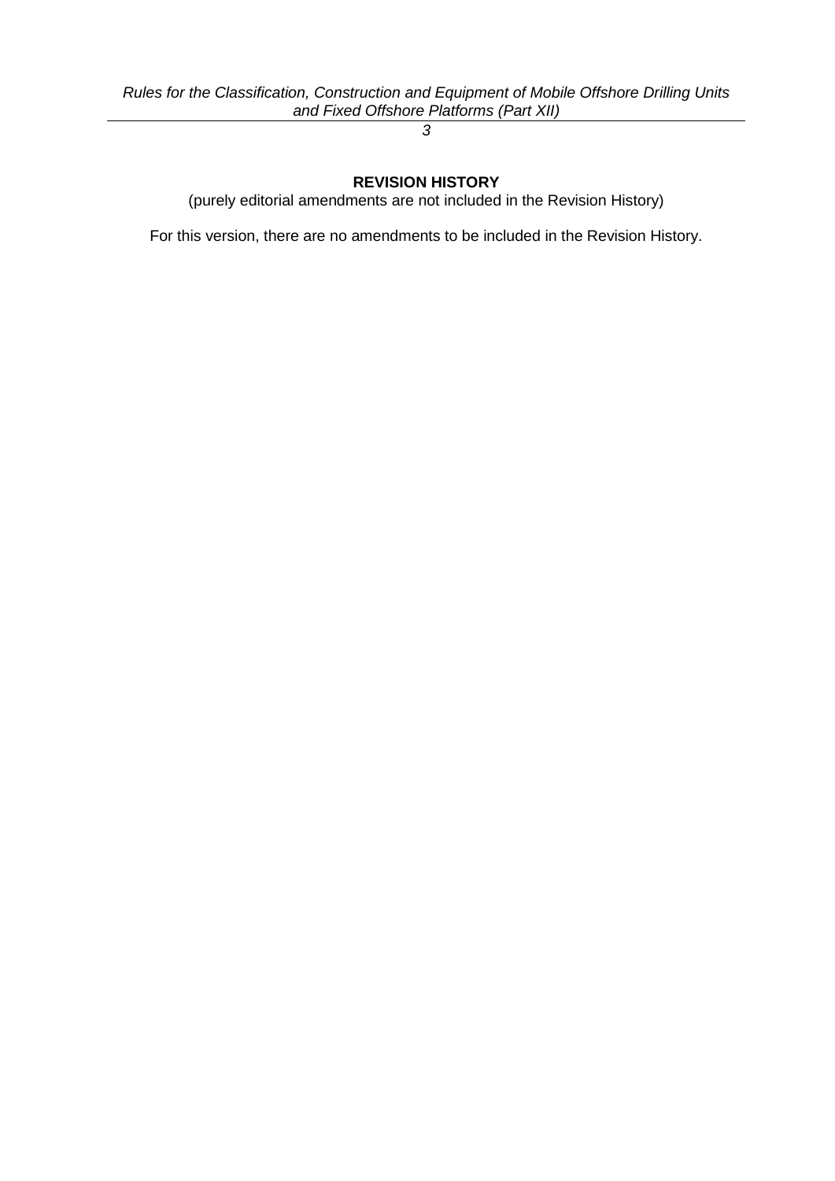## REVISION HISTORY

(purely editorial amendments are not included in the Revision History)

For this version, there are no amendments to be included in the Revision History.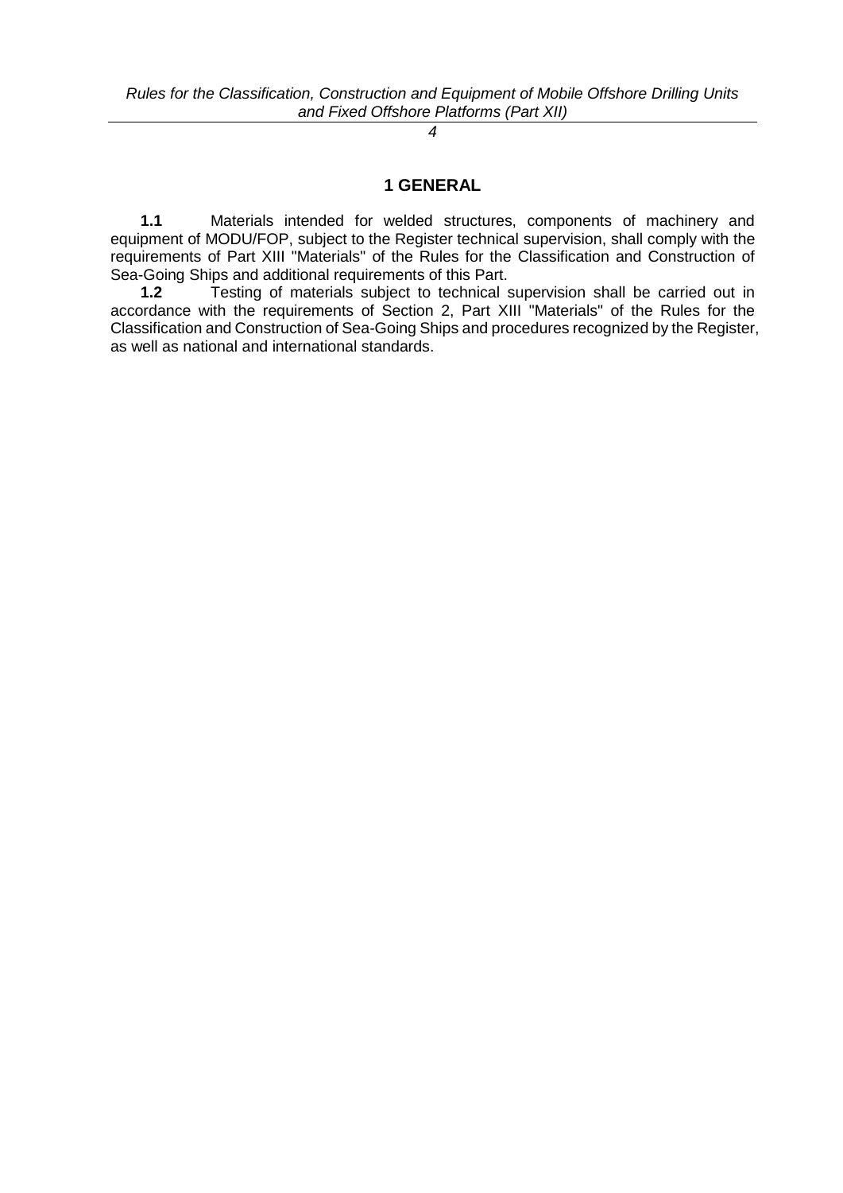# 1 GENERAL

**1.1** Materials intended for welded structures, components of machinery and equipment of MODU/FOP, subject to the Register technical supervision, shall comply with the requirements of Part XIII "Materials" of the Rules for the Classification and Construction of Sea-Going Ships and additional requirements of this Part.

**1.2** Testing of materials subject to technical supervision shall be carried out in accordance with the requirements of Section 2, Part XIII "Materials" of the Rules for the Classification and Construction of Sea-Going Ships and procedures recognized by the Register, as well as national and international standards.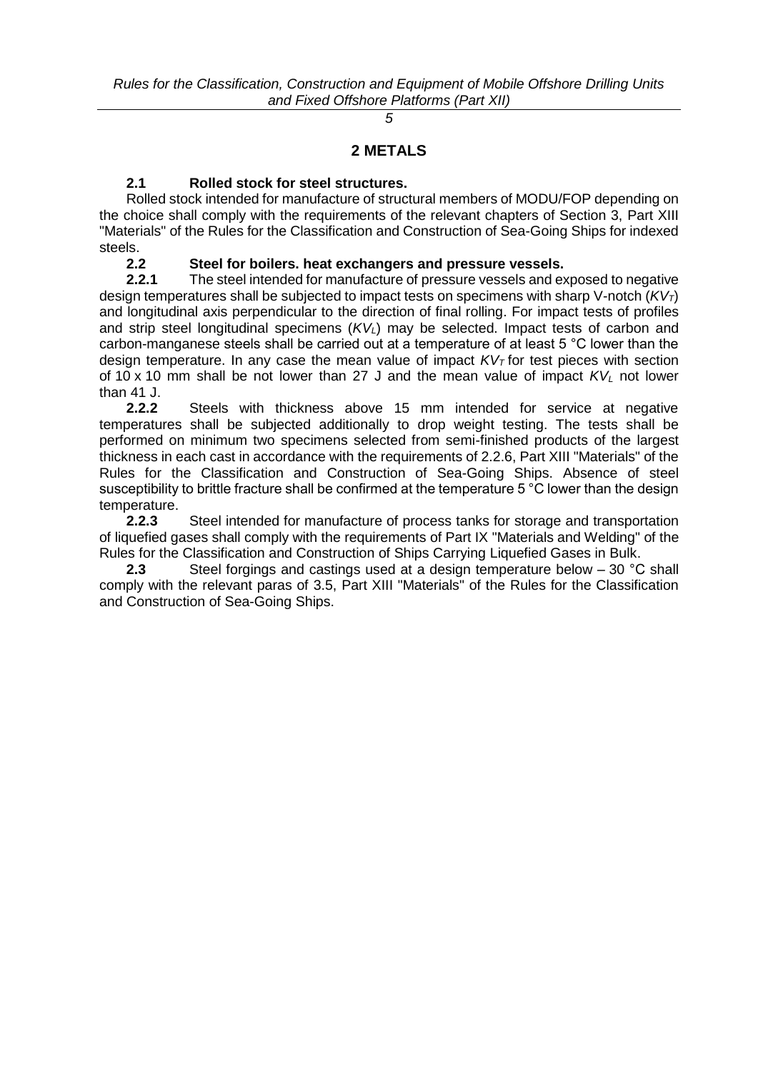# 2 METALS

**2.1 Rolled stock for steel structures.**

Rolled stock intended for manufacture of structural members of MODU/FOP depending on the choice shall comply with the requirements of the relevant chapters of Section 3, Part XIII "Materials" of the Rules for the Classification and Construction of Sea-Going Ships for indexed steels.

**2.2 Steel for boilers. heat exchangers and pressure vessels.**

**2.2.1** The steel intended for manufacture of pressure vessels and exposed to negative design temperatures shall be subjected to impact tests on specimens with sharp V-notch ($KV_T$) and longitudinal axis perpendicular to the direction of final rolling. For impact tests of profiles and strip steel longitudinal specimens ($KV_L$) may be selected. Impact tests of carbon and carbon-manganese steels shall be carried out at a temperature of at least 5 °C lower than the design temperature. In any case the mean value of impact $KV_T$ for test pieces with section of 10 x 10 mm shall be not lower than 27 J and the mean value of impact $KV_L$ not lower than 41 J.

**2.2.2** Steels with thickness above 15 mm intended for service at negative temperatures shall be subjected additionally to drop weight testing. The tests shall be performed on minimum two specimens selected from semi-finished products of the largest thickness in each cast in accordance with the requirements of 2.2.6, Part XIII "Materials" of the Rules for the Classification and Construction of Sea-Going Ships. Absence of steel susceptibility to brittle fracture shall be confirmed at the temperature 5 °C lower than the design temperature.

**2.2.3** Steel intended for manufacture of process tanks for storage and transportation of liquefied gases shall comply with the requirements of Part IX "Materials and Welding" of the Rules for the Classification and Construction of Ships Carrying Liquefied Gases in Bulk.

**2.3** Steel forgings and castings used at a design temperature below – 30 °C shall comply with the relevant paras of 3.5, Part XIII "Materials" of the Rules for the Classification and Construction of Sea-Going Ships.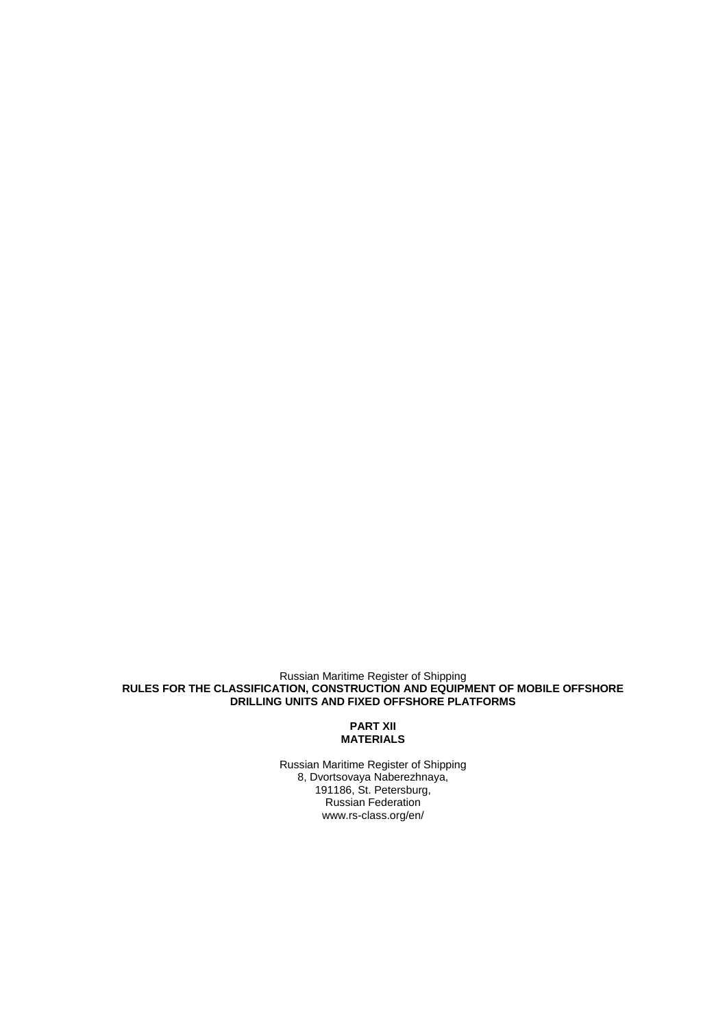Russian Maritime Register of Shipping

**RULES FOR THE CLASSIFICATION, CONSTRUCTION AND EQUIPMENT OF MOBILE OFFSHORE DRILLING UNITS AND FIXED OFFSHORE PLATFORMS**

**PART XII**
**MATERIALS**

Russian Maritime Register of Shipping
8, Dvortsovaya Naberezhnaya,
191186, St. Petersburg,
Russian Federation
www.rs-class.org/en/